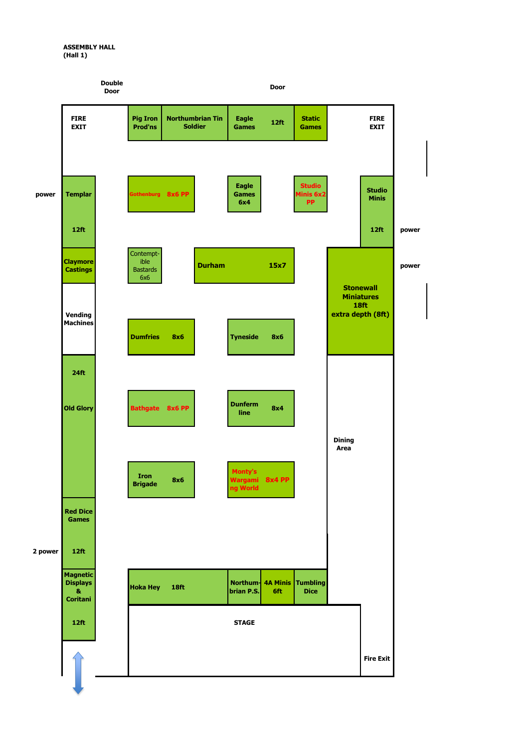**ASSEMBLY HALL**
**(Hall 1)**

Double Door

Door

FIRE EXIT

Pig Iron Prod'ns

Northumbrian Tin Soldier

Eagle Games 12ft

Static Games

FIRE EXIT

power

Templar 12ft

Gothenburg 8x6 PP

Eagle Games 6x4

Studio Minis 6x2 PP

Studio Minis 12ft

power

Claymore Castings

Contempt-ible Bastards 6x6

Durham 15x7

power

Stonewall Miniatures 18ft extra depth (8ft)

Vending Machines

Dumfries 8x6

Tyneside 8x6

24ft Old Glory

Bathgate 8x6 PP

Dunferm line 8x4

Dining Area

Iron Brigade 8x6

Monty's Wargaming World 8x4 PP

Red Dice Games 12ft

2 power

Magnetic Displays & Coritani 12ft

Hoka Hey 18ft

Northum-brian P.S.

4A Minis 6ft

Tumbling Dice

STAGE

Fire Exit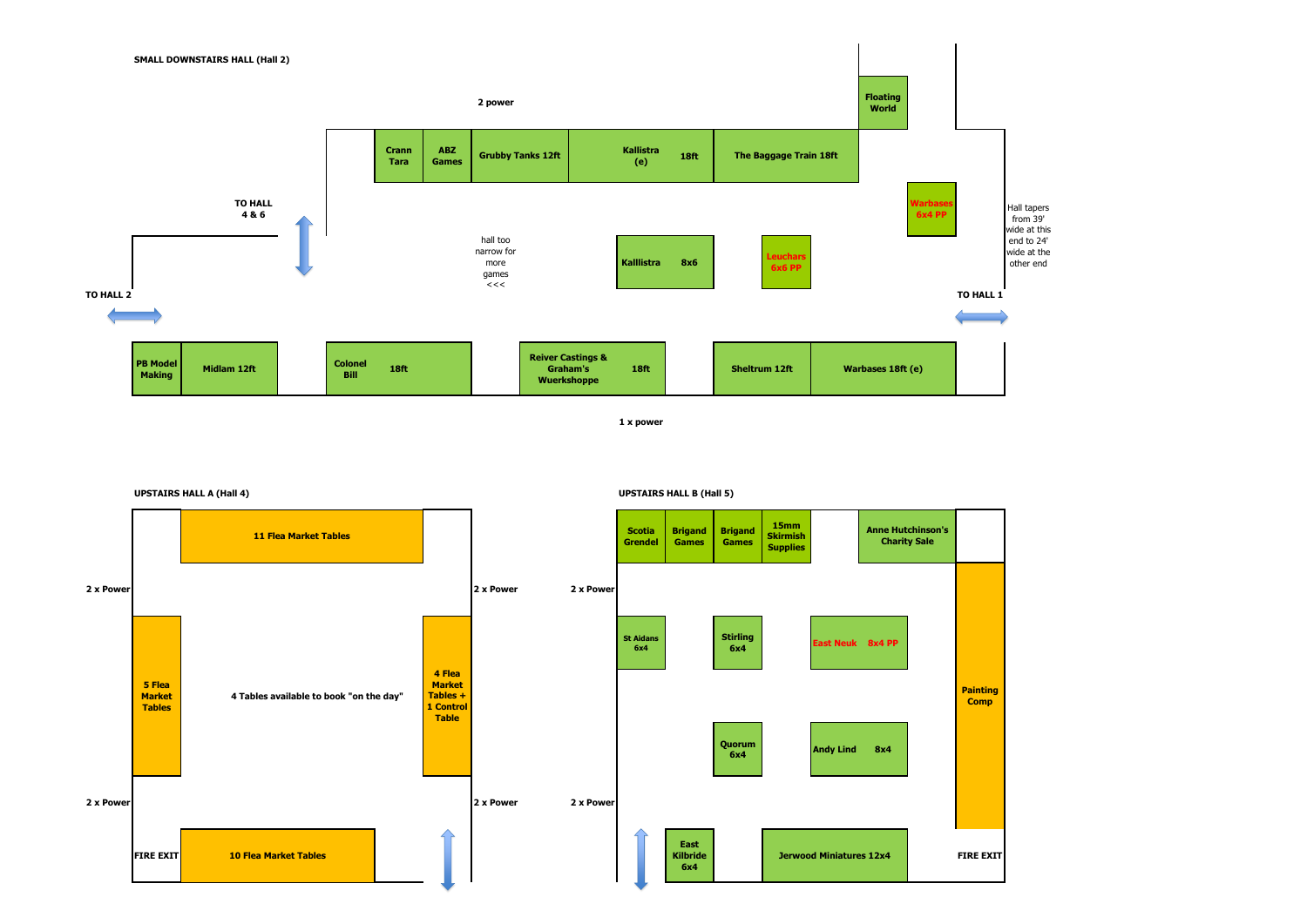## SMALL DOWNSTAIRS HALL (Hall 2)

2 power

- Crann Tara
- ABZ Games
- Grubby Tanks 12ft
- Kallistra (e) 18ft
- The Baggage Train 18ft
- Floating World

TO HALL 4 & 6

hall too narrow for more games <<<

- Kalllistra 8x6
- Leuchars 6x6 PP
- Warbases 6x4 PP

Hall tapers from 39' wide at this end to 24' wide at the other end

TO HALL 2

TO HALL 1

- PB Model Making
- Midlam 12ft
- Colonel Bill 18ft
- Reiver Castings & Graham's Wuerkshoppe 18ft
- Sheltrum 12ft
- Warbases 18ft (e)

1 x power

## UPSTAIRS HALL A (Hall 4)

- 11 Flea Market Tables

2 x Power

2 x Power

- 5 Flea Market Tables

4 Tables available to book "on the day"

- 4 Flea Market Tables + 1 Control Table

2 x Power

2 x Power

FIRE EXIT

- 10 Flea Market Tables

## UPSTAIRS HALL B (Hall 5)

- Scotia Grendel
- Brigand Games
- Brigand Games
- 15mm Skirmish Supplies
- Anne Hutchinson's Charity Sale

2 x Power

- St Aidans 6x4
- Stirling 6x4
- East Neuk 8x4 PP
- Painting Comp
- Quorum 6x4
- Andy Lind 8x4

2 x Power

- East Kilbride 6x4
- Jerwood Miniatures 12x4

FIRE EXIT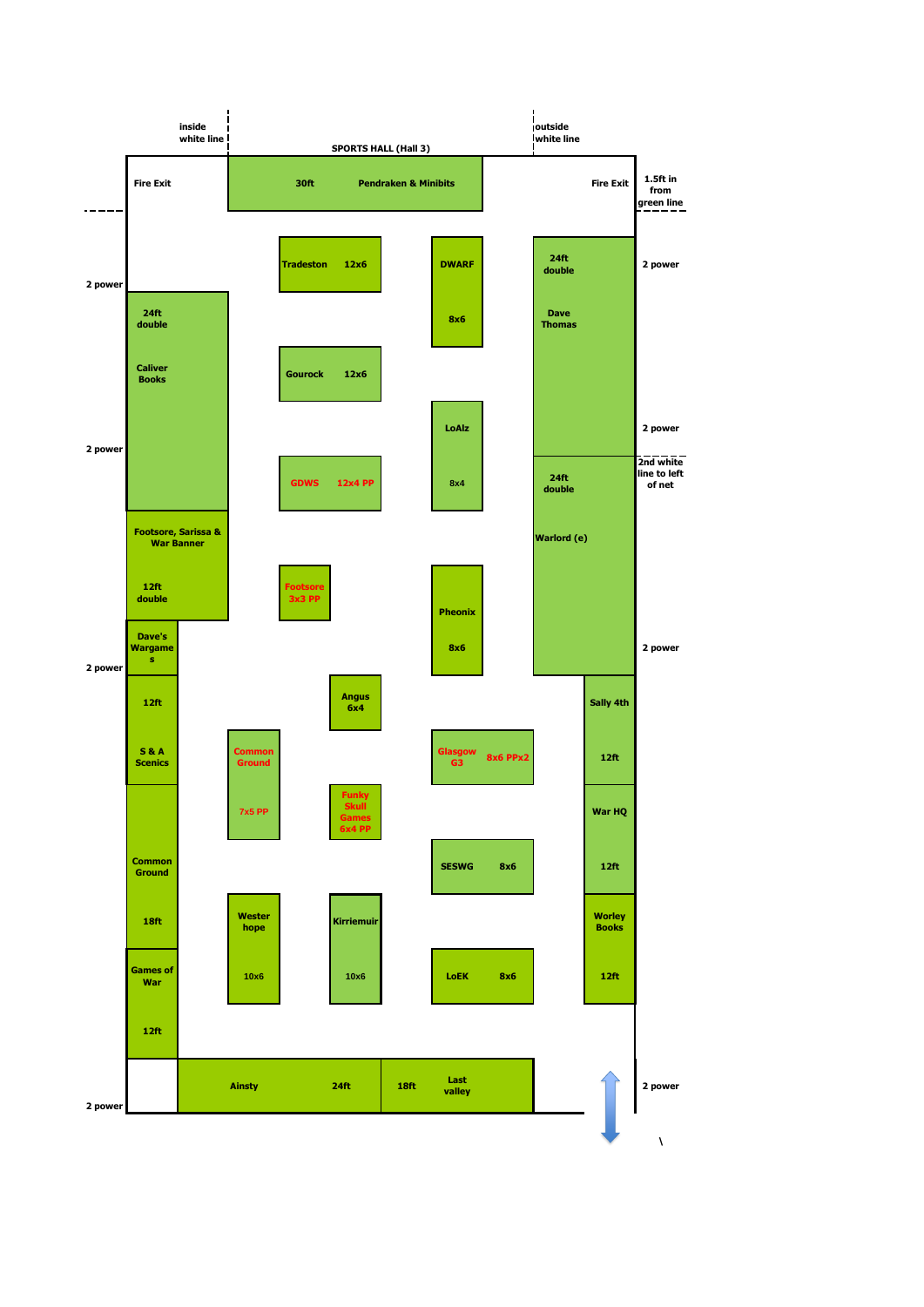inside white line

outside white line

SPORTS HALL (Hall 3)

Fire Exit

30ft Pendraken & Minibits

Fire Exit

1.5ft in from green line

2 power

Tradeston 12x6

DWARF 8x6

24ft double

Dave Thomas

2 power

24ft double

Caliver Books

Gourock 12x6

LoAlz 8x4

2 power

2 power

GDWS 12x4 PP

2nd white line to left of net

24ft double

Warlord (e)

Footsore, Sarissa & War Banner

12ft double

Footsore 3x3 PP

Pheonix 8x6

Dave's Wargames

2 power

2 power

12ft

S & A Scenics

Angus 6x4

Sally 4th

12ft

Common Ground

7x5 PP

Glasgow G3 8x6 PPx2

Funky Skull Games 6x4 PP

War HQ

12ft

Common Ground

18ft

SESWG 8x6

Wester hope 10x6

Kirriemuir 10x6

Worley Books

12ft

Games of War

12ft

LoEK 8x6

Ainsty 24ft

18ft Last valley

2 power

2 power

\